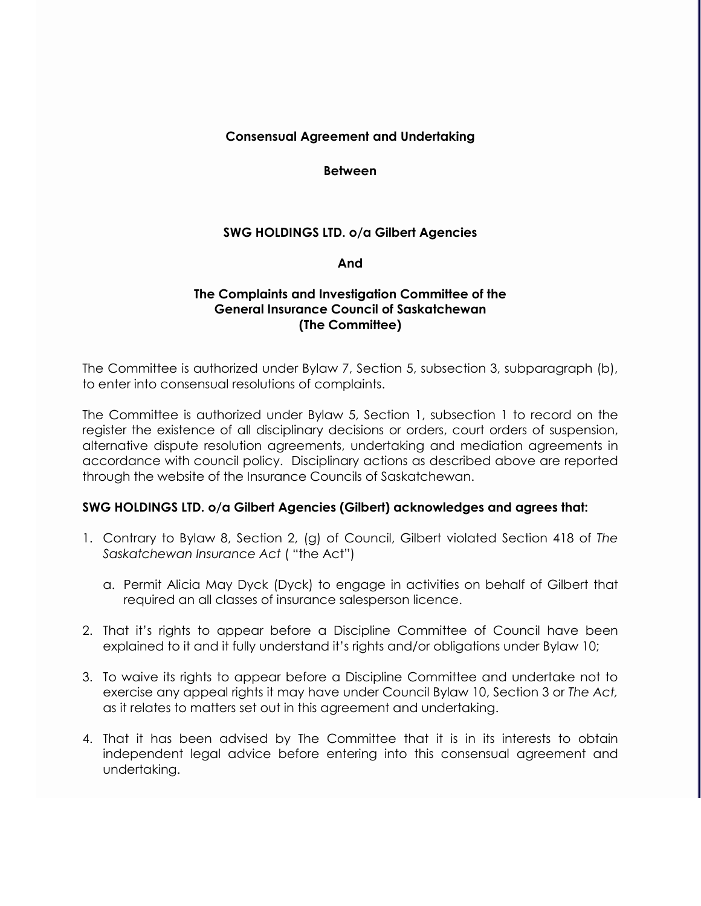**Consensual Agreement and Undertaking**

**Between**

**SWG HOLDINGS LTD. o/a Gilbert Agencies**

**And**

**The Complaints and Investigation Committee of the General Insurance Council of Saskatchewan (The Committee)**

The Committee is authorized under Bylaw 7, Section 5, subsection 3, subparagraph (b), to enter into consensual resolutions of complaints.

The Committee is authorized under Bylaw 5, Section 1, subsection 1 to record on the register the existence of all disciplinary decisions or orders, court orders of suspension, alternative dispute resolution agreements, undertaking and mediation agreements in accordance with council policy. Disciplinary actions as described above are reported through the website of the Insurance Councils of Saskatchewan.

**SWG HOLDINGS LTD. o/a Gilbert Agencies (Gilbert) acknowledges and agrees that:**

1. Contrary to Bylaw 8, Section 2, (g) of Council, Gilbert violated Section 418 of *The Saskatchewan Insurance Act* ( "the Act")

   a. Permit Alicia May Dyck (Dyck) to engage in activities on behalf of Gilbert that required an all classes of insurance salesperson licence.

2. That it's rights to appear before a Discipline Committee of Council have been explained to it and it fully understand it's rights and/or obligations under Bylaw 10;

3. To waive its rights to appear before a Discipline Committee and undertake not to exercise any appeal rights it may have under Council Bylaw 10, Section 3 or *The Act,* as it relates to matters set out in this agreement and undertaking.

4. That it has been advised by The Committee that it is in its interests to obtain independent legal advice before entering into this consensual agreement and undertaking.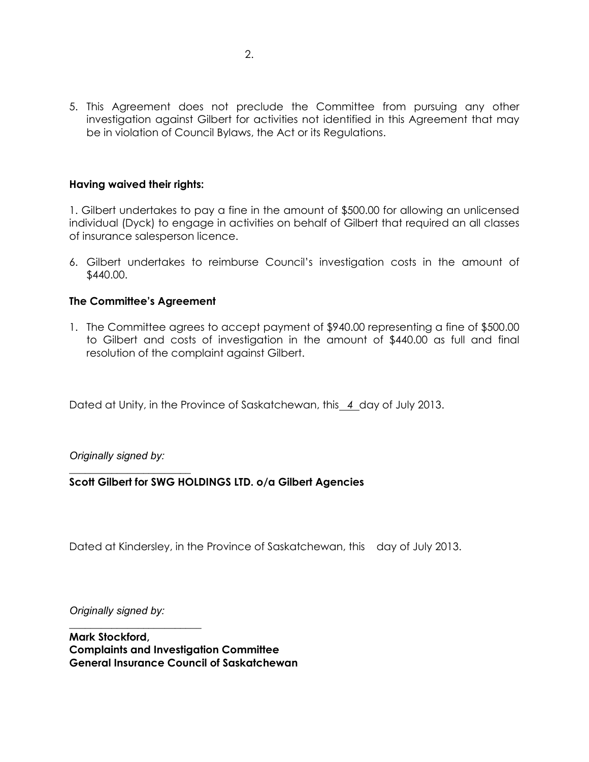5. This Agreement does not preclude the Committee from pursuing any other investigation against Gilbert for activities not identified in this Agreement that may be in violation of Council Bylaws, the Act or its Regulations.

**Having waived their rights:**

1. Gilbert undertakes to pay a fine in the amount of $500.00 for allowing an unlicensed individual (Dyck) to engage in activities on behalf of Gilbert that required an all classes of insurance salesperson licence.

6. Gilbert undertakes to reimburse Council's investigation costs in the amount of $440.00.

**The Committee's Agreement**

1. The Committee agrees to accept payment of $940.00 representing a fine of $500.00 to Gilbert and costs of investigation in the amount of $440.00 as full and final resolution of the complaint against Gilbert.

Dated at Unity, in the Province of Saskatchewan, this *4* day of July 2013.

*Originally signed by:*

\_\_\_\_\_\_\_\_\_\_\_\_\_\_\_\_\_\_\_\_\_\_\_\_

**Scott Gilbert for SWG HOLDINGS LTD. o/a Gilbert Agencies**

Dated at Kindersley, in the Province of Saskatchewan, this day of July 2013.

*Originally signed by:*

\_\_\_\_\_\_\_\_\_\_\_\_\_\_\_\_\_\_\_\_\_\_\_\_

**Mark Stockford,**
**Complaints and Investigation Committee**
**General Insurance Council of Saskatchewan**